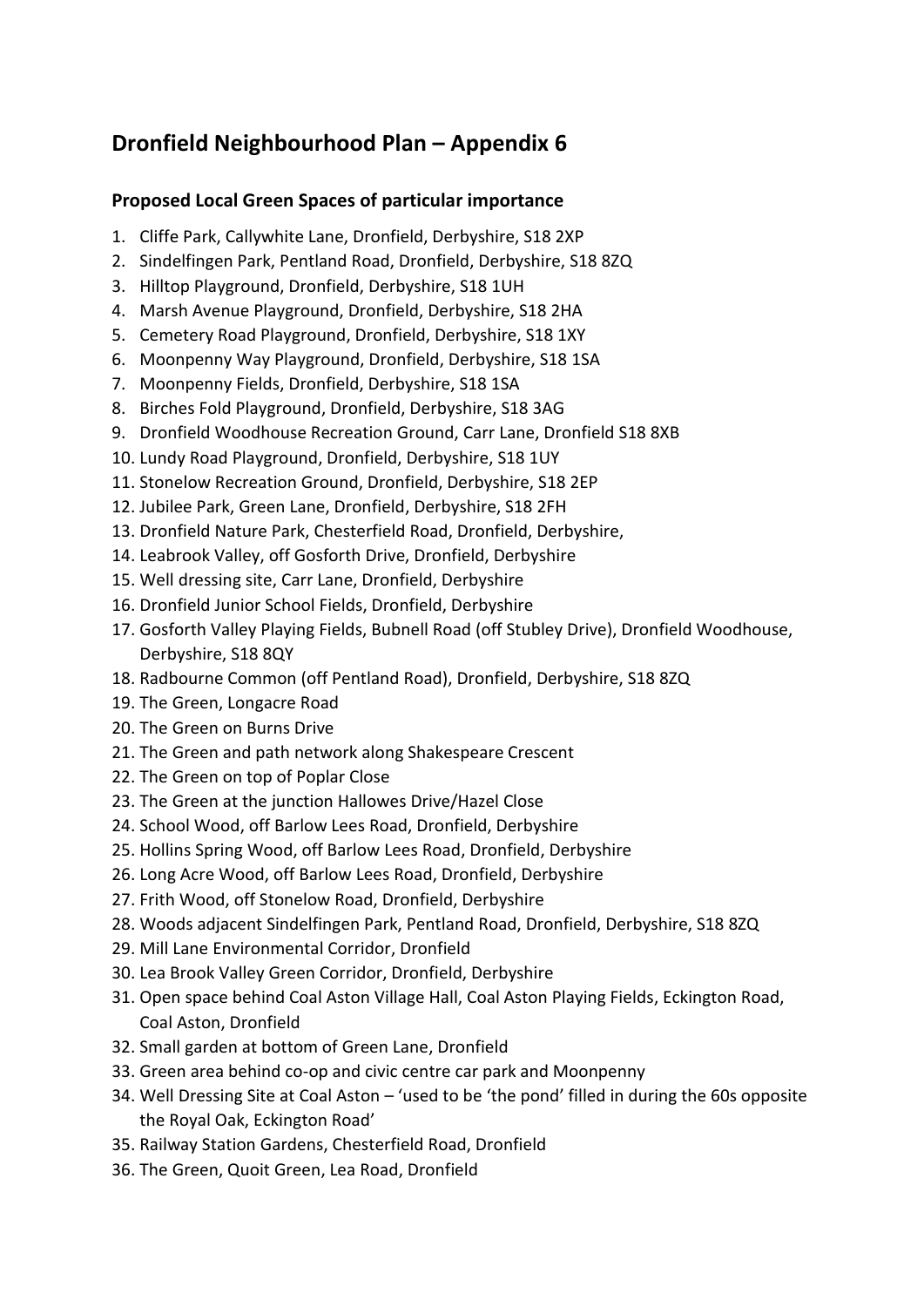# Dronfield Neighbourhood Plan – Appendix 6

### Proposed Local Green Spaces of particular importance

1. Cliffe Park, Callywhite Lane, Dronfield, Derbyshire, S18 2XP
2. Sindelfingen Park, Pentland Road, Dronfield, Derbyshire, S18 8ZQ
3. Hilltop Playground, Dronfield, Derbyshire, S18 1UH
4. Marsh Avenue Playground, Dronfield, Derbyshire, S18 2HA
5. Cemetery Road Playground, Dronfield, Derbyshire, S18 1XY
6. Moonpenny Way Playground, Dronfield, Derbyshire, S18 1SA
7. Moonpenny Fields, Dronfield, Derbyshire, S18 1SA
8. Birches Fold Playground, Dronfield, Derbyshire, S18 3AG
9. Dronfield Woodhouse Recreation Ground, Carr Lane, Dronfield S18 8XB
10. Lundy Road Playground, Dronfield, Derbyshire, S18 1UY
11. Stonelow Recreation Ground, Dronfield, Derbyshire, S18 2EP
12. Jubilee Park, Green Lane, Dronfield, Derbyshire, S18 2FH
13. Dronfield Nature Park, Chesterfield Road, Dronfield, Derbyshire,
14. Leabrook Valley, off Gosforth Drive, Dronfield, Derbyshire
15. Well dressing site, Carr Lane, Dronfield, Derbyshire
16. Dronfield Junior School Fields, Dronfield, Derbyshire
17. Gosforth Valley Playing Fields, Bubnell Road (off Stubley Drive), Dronfield Woodhouse, Derbyshire, S18 8QY
18. Radbourne Common (off Pentland Road), Dronfield, Derbyshire, S18 8ZQ
19. The Green, Longacre Road
20. The Green on Burns Drive
21. The Green and path network along Shakespeare Crescent
22. The Green on top of Poplar Close
23. The Green at the junction Hallowes Drive/Hazel Close
24. School Wood, off Barlow Lees Road, Dronfield, Derbyshire
25. Hollins Spring Wood, off Barlow Lees Road, Dronfield, Derbyshire
26. Long Acre Wood, off Barlow Lees Road, Dronfield, Derbyshire
27. Frith Wood, off Stonelow Road, Dronfield, Derbyshire
28. Woods adjacent Sindelfingen Park, Pentland Road, Dronfield, Derbyshire, S18 8ZQ
29. Mill Lane Environmental Corridor, Dronfield
30. Lea Brook Valley Green Corridor, Dronfield, Derbyshire
31. Open space behind Coal Aston Village Hall, Coal Aston Playing Fields, Eckington Road, Coal Aston, Dronfield
32. Small garden at bottom of Green Lane, Dronfield
33. Green area behind co-op and civic centre car park and Moonpenny
34. Well Dressing Site at Coal Aston – 'used to be 'the pond' filled in during the 60s opposite the Royal Oak, Eckington Road'
35. Railway Station Gardens, Chesterfield Road, Dronfield
36. The Green, Quoit Green, Lea Road, Dronfield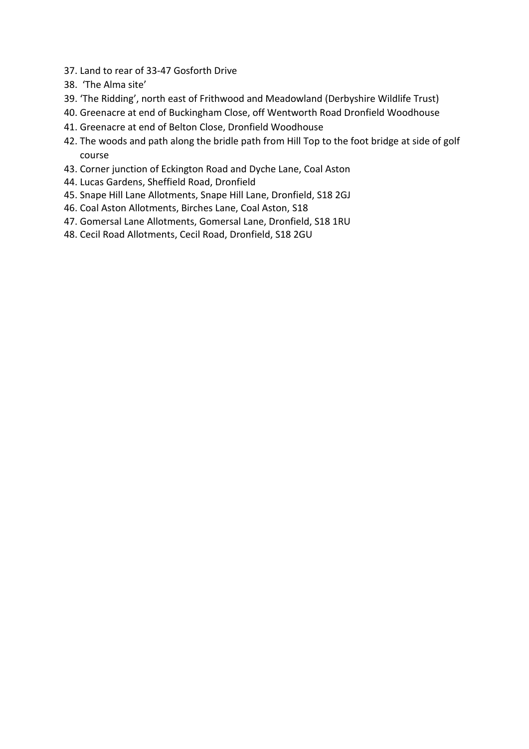37. Land to rear of 33-47 Gosforth Drive
38. 'The Alma site'
39. 'The Ridding', north east of Frithwood and Meadowland (Derbyshire Wildlife Trust)
40. Greenacre at end of Buckingham Close, off Wentworth Road Dronfield Woodhouse
41. Greenacre at end of Belton Close, Dronfield Woodhouse
42. The woods and path along the bridle path from Hill Top to the foot bridge at side of golf course
43. Corner junction of Eckington Road and Dyche Lane, Coal Aston
44. Lucas Gardens, Sheffield Road, Dronfield
45. Snape Hill Lane Allotments, Snape Hill Lane, Dronfield, S18 2GJ
46. Coal Aston Allotments, Birches Lane, Coal Aston, S18
47. Gomersal Lane Allotments, Gomersal Lane, Dronfield, S18 1RU
48. Cecil Road Allotments, Cecil Road, Dronfield, S18 2GU